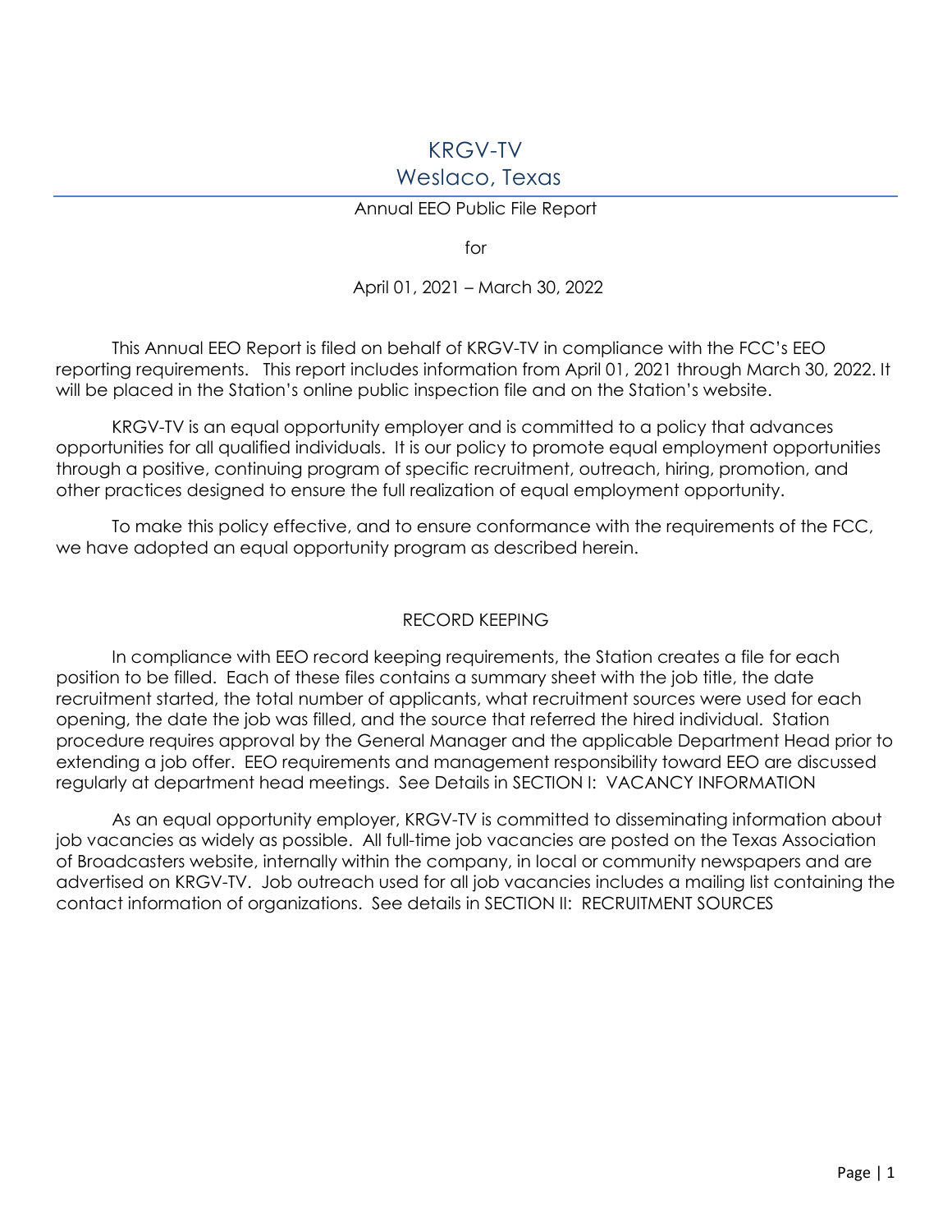# KRGV-TV
## Weslaco, Texas

Annual EEO Public File Report

for

April 01, 2021 – March 30, 2022

This Annual EEO Report is filed on behalf of KRGV-TV in compliance with the FCC's EEO reporting requirements. This report includes information from April 01, 2021 through March 30, 2022. It will be placed in the Station's online public inspection file and on the Station's website.

KRGV-TV is an equal opportunity employer and is committed to a policy that advances opportunities for all qualified individuals. It is our policy to promote equal employment opportunities through a positive, continuing program of specific recruitment, outreach, hiring, promotion, and other practices designed to ensure the full realization of equal employment opportunity.

To make this policy effective, and to ensure conformance with the requirements of the FCC, we have adopted an equal opportunity program as described herein.

### RECORD KEEPING

In compliance with EEO record keeping requirements, the Station creates a file for each position to be filled. Each of these files contains a summary sheet with the job title, the date recruitment started, the total number of applicants, what recruitment sources were used for each opening, the date the job was filled, and the source that referred the hired individual. Station procedure requires approval by the General Manager and the applicable Department Head prior to extending a job offer. EEO requirements and management responsibility toward EEO are discussed regularly at department head meetings. See Details in SECTION I: VACANCY INFORMATION

As an equal opportunity employer, KRGV-TV is committed to disseminating information about job vacancies as widely as possible. All full-time job vacancies are posted on the Texas Association of Broadcasters website, internally within the company, in local or community newspapers and are advertised on KRGV-TV. Job outreach used for all job vacancies includes a mailing list containing the contact information of organizations. See details in SECTION II: RECRUITMENT SOURCES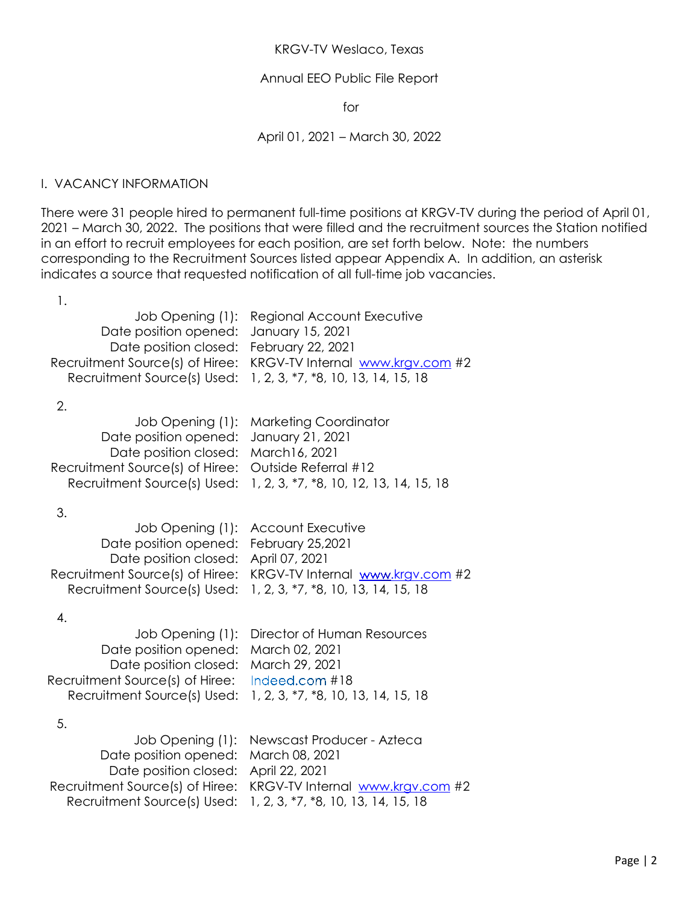KRGV-TV Weslaco, Texas

Annual EEO Public File Report

for

April 01, 2021 – March 30, 2022

## I. VACANCY INFORMATION

There were 31 people hired to permanent full-time positions at KRGV-TV during the period of April 01, 2021 – March 30, 2022. The positions that were filled and the recruitment sources the Station notified in an effort to recruit employees for each position, are set forth below. Note: the numbers corresponding to the Recruitment Sources listed appear Appendix A. In addition, an asterisk indicates a source that requested notification of all full-time job vacancies.

1.

| | |
|---|---|
| Job Opening (1): | Regional Account Executive |
| Date position opened: | January 15, 2021 |
| Date position closed: | February 22, 2021 |
| Recruitment Source(s) of Hiree: | KRGV-TV Internal www.krgv.com #2 |
| Recruitment Source(s) Used: | 1, 2, 3, *7, *8, 10, 13, 14, 15, 18 |

2.

| | |
|---|---|
| Job Opening (1): | Marketing Coordinator |
| Date position opened: | January 21, 2021 |
| Date position closed: | March16, 2021 |
| Recruitment Source(s) of Hiree: | Outside Referral #12 |
| Recruitment Source(s) Used: | 1, 2, 3, *7, *8, 10, 12, 13, 14, 15, 18 |

3.

| | |
|---|---|
| Job Opening (1): | Account Executive |
| Date position opened: | February 25,2021 |
| Date position closed: | April 07, 2021 |
| Recruitment Source(s) of Hiree: | KRGV-TV Internal www.krgv.com #2 |
| Recruitment Source(s) Used: | 1, 2, 3, *7, *8, 10, 13, 14, 15, 18 |

4.

| | |
|---|---|
| Job Opening (1): | Director of Human Resources |
| Date position opened: | March 02, 2021 |
| Date position closed: | March 29, 2021 |
| Recruitment Source(s) of Hiree: | Indeed.com #18 |
| Recruitment Source(s) Used: | 1, 2, 3, *7, *8, 10, 13, 14, 15, 18 |

5.

| | |
|---|---|
| Job Opening (1): | Newscast Producer - Azteca |
| Date position opened: | March 08, 2021 |
| Date position closed: | April 22, 2021 |
| Recruitment Source(s) of Hiree: | KRGV-TV Internal www.krgv.com #2 |
| Recruitment Source(s) Used: | 1, 2, 3, *7, *8, 10, 13, 14, 15, 18 |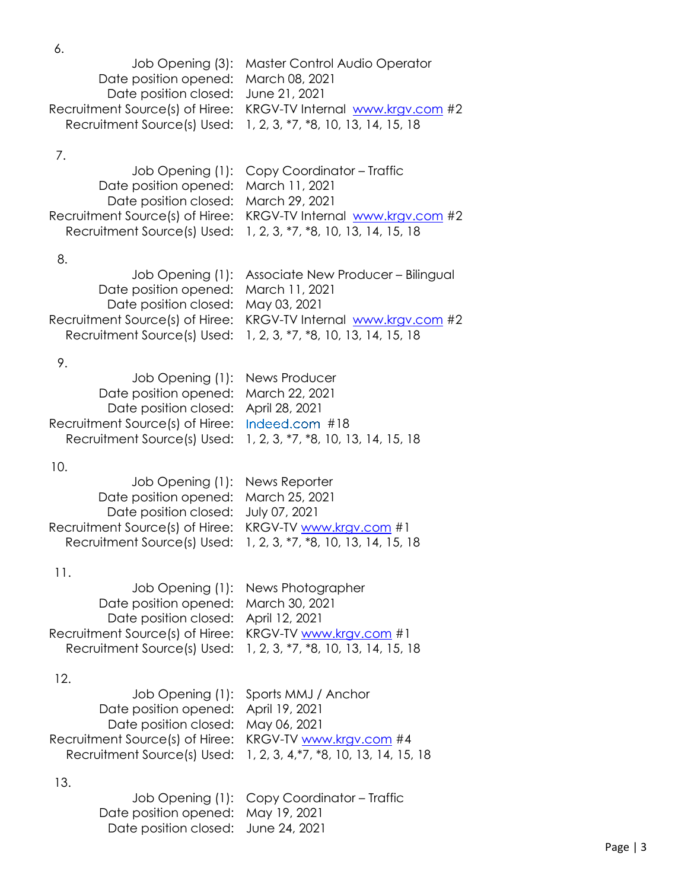6.

Job Opening (3): Master Control Audio Operator
Date position opened: March 08, 2021
Date position closed: June 21, 2021
Recruitment Source(s) of Hiree: KRGV-TV Internal www.krgv.com #2
Recruitment Source(s) Used: 1, 2, 3, *7, *8, 10, 13, 14, 15, 18

7.

Job Opening (1): Copy Coordinator – Traffic
Date position opened: March 11, 2021
Date position closed: March 29, 2021
Recruitment Source(s) of Hiree: KRGV-TV Internal www.krgv.com #2
Recruitment Source(s) Used: 1, 2, 3, *7, *8, 10, 13, 14, 15, 18

8.

Job Opening (1): Associate New Producer – Bilingual
Date position opened: March 11, 2021
Date position closed: May 03, 2021
Recruitment Source(s) of Hiree: KRGV-TV Internal www.krgv.com #2
Recruitment Source(s) Used: 1, 2, 3, *7, *8, 10, 13, 14, 15, 18

9.

Job Opening (1): News Producer
Date position opened: March 22, 2021
Date position closed: April 28, 2021
Recruitment Source(s) of Hiree: Indeed.com #18
Recruitment Source(s) Used: 1, 2, 3, *7, *8, 10, 13, 14, 15, 18

10.

Job Opening (1): News Reporter
Date position opened: March 25, 2021
Date position closed: July 07, 2021
Recruitment Source(s) of Hiree: KRGV-TV www.krgv.com #1
Recruitment Source(s) Used: 1, 2, 3, *7, *8, 10, 13, 14, 15, 18

11.

Job Opening (1): News Photographer
Date position opened: March 30, 2021
Date position closed: April 12, 2021
Recruitment Source(s) of Hiree: KRGV-TV www.krgv.com #1
Recruitment Source(s) Used: 1, 2, 3, *7, *8, 10, 13, 14, 15, 18

12.

Job Opening (1): Sports MMJ / Anchor
Date position opened: April 19, 2021
Date position closed: May 06, 2021
Recruitment Source(s) of Hiree: KRGV-TV www.krgv.com #4
Recruitment Source(s) Used: 1, 2, 3, 4,*7, *8, 10, 13, 14, 15, 18

13.

Job Opening (1): Copy Coordinator – Traffic
Date position opened: May 19, 2021
Date position closed: June 24, 2021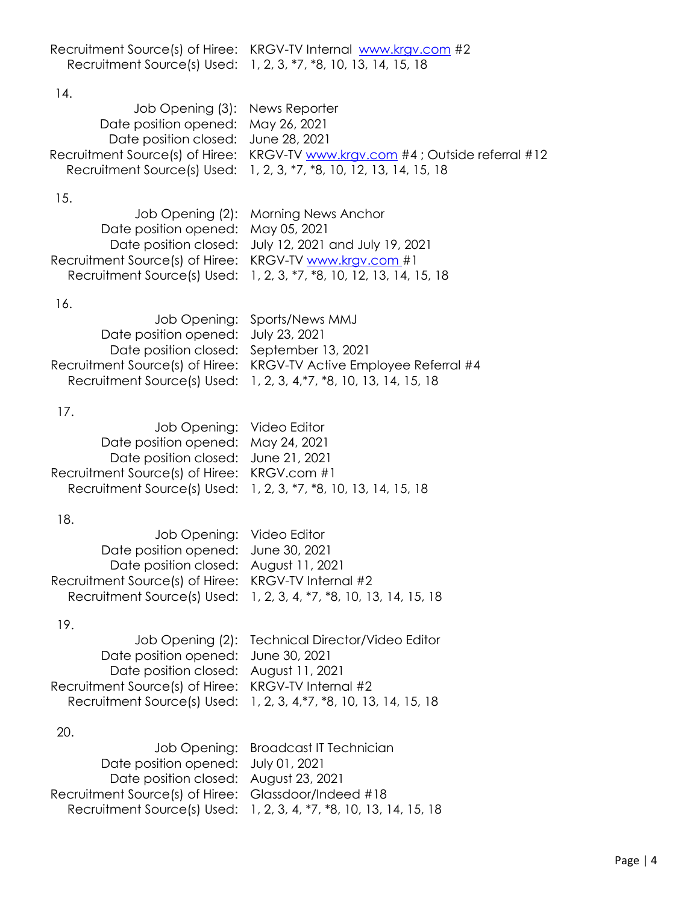Recruitment Source(s) of Hiree: KRGV-TV Internal www.krgv.com #2
Recruitment Source(s) Used: 1, 2, 3, *7, *8, 10, 13, 14, 15, 18

14.

Job Opening (3): News Reporter
Date position opened: May 26, 2021
Date position closed: June 28, 2021
Recruitment Source(s) of Hiree: KRGV-TV www.krgv.com #4 ; Outside referral #12
Recruitment Source(s) Used: 1, 2, 3, *7, *8, 10, 12, 13, 14, 15, 18

15.

Job Opening (2): Morning News Anchor
Date position opened: May 05, 2021
Date position closed: July 12, 2021 and July 19, 2021
Recruitment Source(s) of Hiree: KRGV-TV www.krgv.com #1
Recruitment Source(s) Used: 1, 2, 3, *7, *8, 10, 12, 13, 14, 15, 18

16.

Job Opening: Sports/News MMJ
Date position opened: July 23, 2021
Date position closed: September 13, 2021
Recruitment Source(s) of Hiree: KRGV-TV Active Employee Referral #4
Recruitment Source(s) Used: 1, 2, 3, 4,*7, *8, 10, 13, 14, 15, 18

17.

Job Opening: Video Editor
Date position opened: May 24, 2021
Date position closed: June 21, 2021
Recruitment Source(s) of Hiree: KRGV.com #1
Recruitment Source(s) Used: 1, 2, 3, *7, *8, 10, 13, 14, 15, 18

18.

Job Opening: Video Editor
Date position opened: June 30, 2021
Date position closed: August 11, 2021
Recruitment Source(s) of Hiree: KRGV-TV Internal #2
Recruitment Source(s) Used: 1, 2, 3, 4, *7, *8, 10, 13, 14, 15, 18

19.

Job Opening (2): Technical Director/Video Editor
Date position opened: June 30, 2021
Date position closed: August 11, 2021
Recruitment Source(s) of Hiree: KRGV-TV Internal #2
Recruitment Source(s) Used: 1, 2, 3, 4,*7, *8, 10, 13, 14, 15, 18

20.

Job Opening: Broadcast IT Technician
Date position opened: July 01, 2021
Date position closed: August 23, 2021
Recruitment Source(s) of Hiree: Glassdoor/Indeed #18
Recruitment Source(s) Used: 1, 2, 3, 4, *7, *8, 10, 13, 14, 15, 18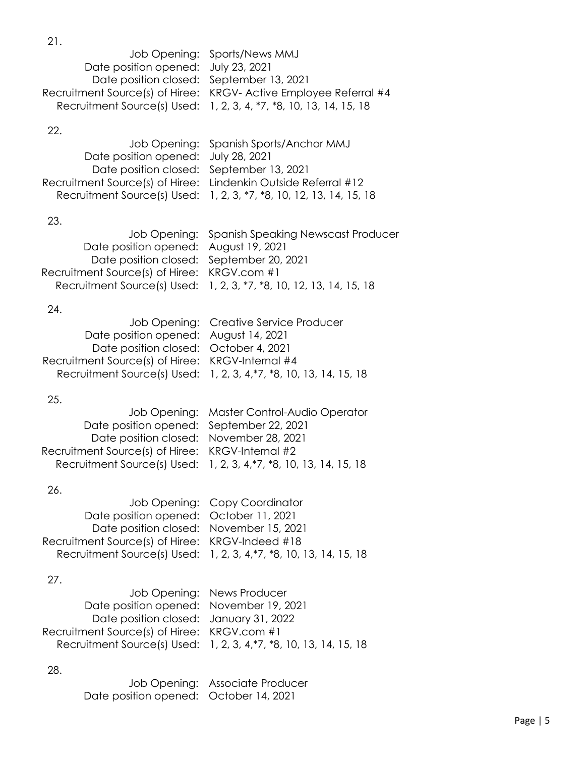21.

Job Opening: Sports/News MMJ
Date position opened: July 23, 2021
Date position closed: September 13, 2021
Recruitment Source(s) of Hiree: KRGV- Active Employee Referral #4
Recruitment Source(s) Used: 1, 2, 3, 4, *7, *8, 10, 13, 14, 15, 18

22.

Job Opening: Spanish Sports/Anchor MMJ
Date position opened: July 28, 2021
Date position closed: September 13, 2021
Recruitment Source(s) of Hiree: Lindenkin Outside Referral #12
Recruitment Source(s) Used: 1, 2, 3, *7, *8, 10, 12, 13, 14, 15, 18

23.

Job Opening: Spanish Speaking Newscast Producer
Date position opened: August 19, 2021
Date position closed: September 20, 2021
Recruitment Source(s) of Hiree: KRGV.com #1
Recruitment Source(s) Used: 1, 2, 3, *7, *8, 10, 12, 13, 14, 15, 18

24.

Job Opening: Creative Service Producer
Date position opened: August 14, 2021
Date position closed: October 4, 2021
Recruitment Source(s) of Hiree: KRGV-Internal #4
Recruitment Source(s) Used: 1, 2, 3, 4,*7, *8, 10, 13, 14, 15, 18

25.

Job Opening: Master Control-Audio Operator
Date position opened: September 22, 2021
Date position closed: November 28, 2021
Recruitment Source(s) of Hiree: KRGV-Internal #2
Recruitment Source(s) Used: 1, 2, 3, 4,*7, *8, 10, 13, 14, 15, 18

26.

Job Opening: Copy Coordinator
Date position opened: October 11, 2021
Date position closed: November 15, 2021
Recruitment Source(s) of Hiree: KRGV-Indeed #18
Recruitment Source(s) Used: 1, 2, 3, 4,*7, *8, 10, 13, 14, 15, 18

27.

Job Opening: News Producer
Date position opened: November 19, 2021
Date position closed: January 31, 2022
Recruitment Source(s) of Hiree: KRGV.com #1
Recruitment Source(s) Used: 1, 2, 3, 4,*7, *8, 10, 13, 14, 15, 18

28.

Job Opening: Associate Producer
Date position opened: October 14, 2021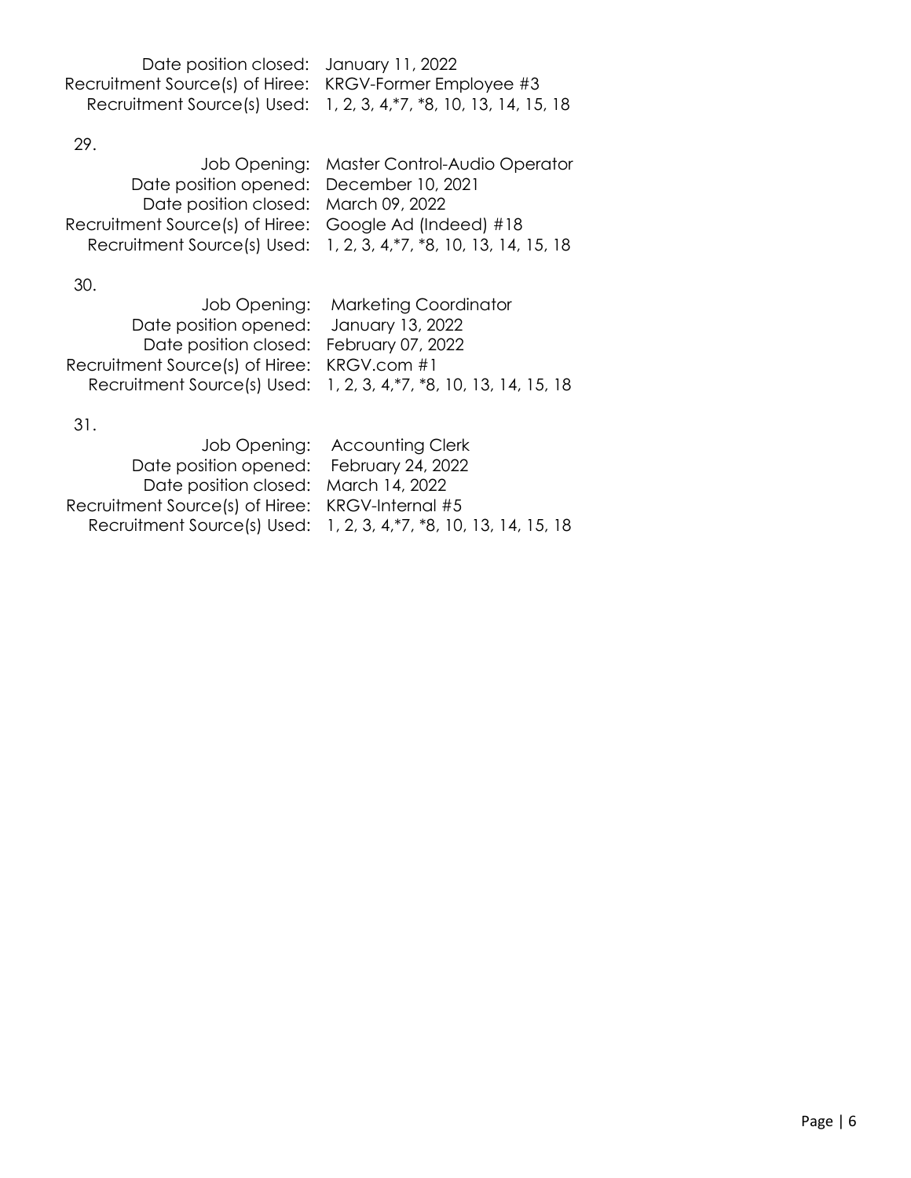Date position closed: January 11, 2022
Recruitment Source(s) of Hiree: KRGV-Former Employee #3
Recruitment Source(s) Used: 1, 2, 3, 4,*7, *8, 10, 13, 14, 15, 18

29.

Job Opening: Master Control-Audio Operator
Date position opened: December 10, 2021
Date position closed: March 09, 2022
Recruitment Source(s) of Hiree: Google Ad (Indeed) #18
Recruitment Source(s) Used: 1, 2, 3, 4,*7, *8, 10, 13, 14, 15, 18

30.

Job Opening: Marketing Coordinator
Date position opened: January 13, 2022
Date position closed: February 07, 2022
Recruitment Source(s) of Hiree: KRGV.com #1
Recruitment Source(s) Used: 1, 2, 3, 4,*7, *8, 10, 13, 14, 15, 18

31.

Job Opening: Accounting Clerk
Date position opened: February 24, 2022
Date position closed: March 14, 2022
Recruitment Source(s) of Hiree: KRGV-Internal #5
Recruitment Source(s) Used: 1, 2, 3, 4,*7, *8, 10, 13, 14, 15, 18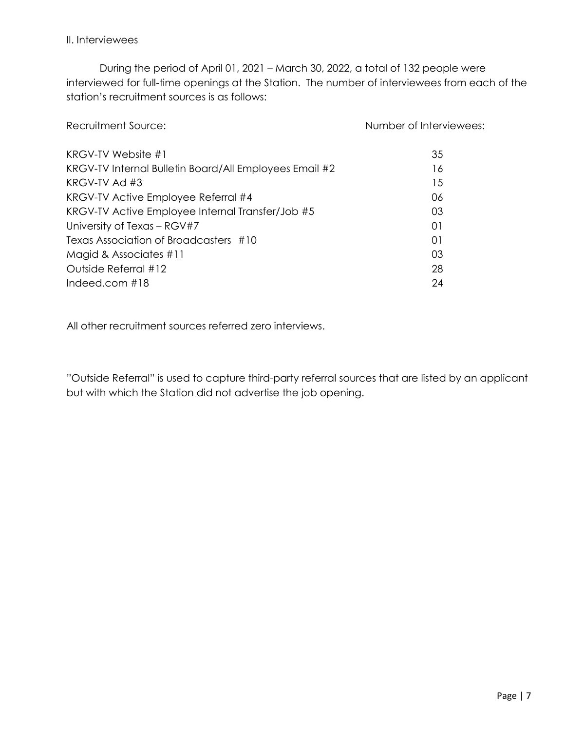## II. Interviewees

During the period of April 01, 2021 – March 30, 2022, a total of 132 people were interviewed for full-time openings at the Station. The number of interviewees from each of the station's recruitment sources is as follows:

| Recruitment Source: | Number of Interviewees: |
|---|---|
| KRGV-TV Website #1 | 35 |
| KRGV-TV Internal Bulletin Board/All Employees Email #2 | 16 |
| KRGV-TV Ad #3 | 15 |
| KRGV-TV Active Employee Referral #4 | 06 |
| KRGV-TV Active Employee Internal Transfer/Job #5 | 03 |
| University of Texas – RGV#7 | 01 |
| Texas Association of Broadcasters #10 | 01 |
| Magid & Associates #11 | 03 |
| Outside Referral #12 | 28 |
| Indeed.com #18 | 24 |

All other recruitment sources referred zero interviews.

"Outside Referral" is used to capture third-party referral sources that are listed by an applicant but with which the Station did not advertise the job opening.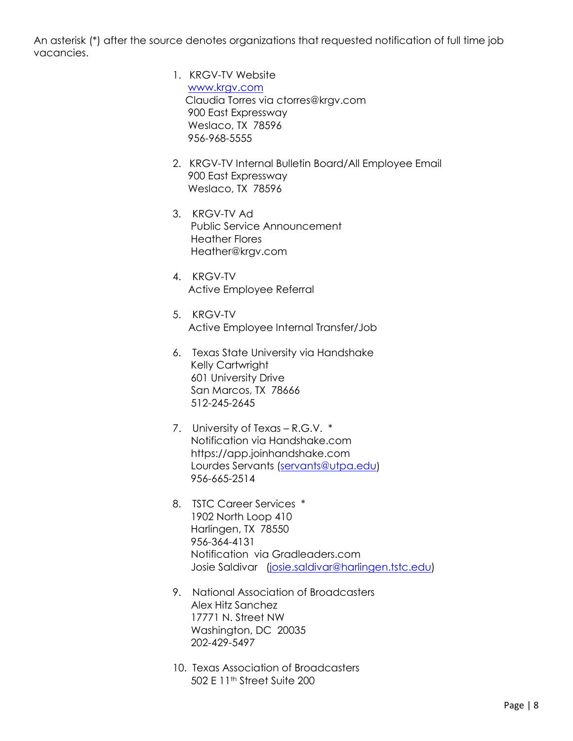An asterisk (*) after the source denotes organizations that requested notification of full time job vacancies.

1. KRGV-TV Website
   www.krgv.com
   Claudia Torres via ctorres@krgv.com
   900 East Expressway
   Weslaco, TX 78596
   956-968-5555

2. KRGV-TV Internal Bulletin Board/All Employee Email
   900 East Expressway
   Weslaco, TX 78596

3. KRGV-TV Ad
   Public Service Announcement
   Heather Flores
   Heather@krgv.com

4. KRGV-TV
   Active Employee Referral

5. KRGV-TV
   Active Employee Internal Transfer/Job

6. Texas State University via Handshake
   Kelly Cartwright
   601 University Drive
   San Marcos, TX 78666
   512-245-2645

7. University of Texas – R.G.V. *
   Notification via Handshake.com
   https://app.joinhandshake.com
   Lourdes Servants (servants@utpa.edu)
   956-665-2514

8. TSTC Career Services *
   1902 North Loop 410
   Harlingen, TX 78550
   956-364-4131
   Notification via Gradleaders.com
   Josie Saldivar (josie.saldivar@harlingen.tstc.edu)

9. National Association of Broadcasters
   Alex Hitz Sanchez
   17771 N. Street NW
   Washington, DC 20035
   202-429-5497

10. Texas Association of Broadcasters
    502 E 11th Street Suite 200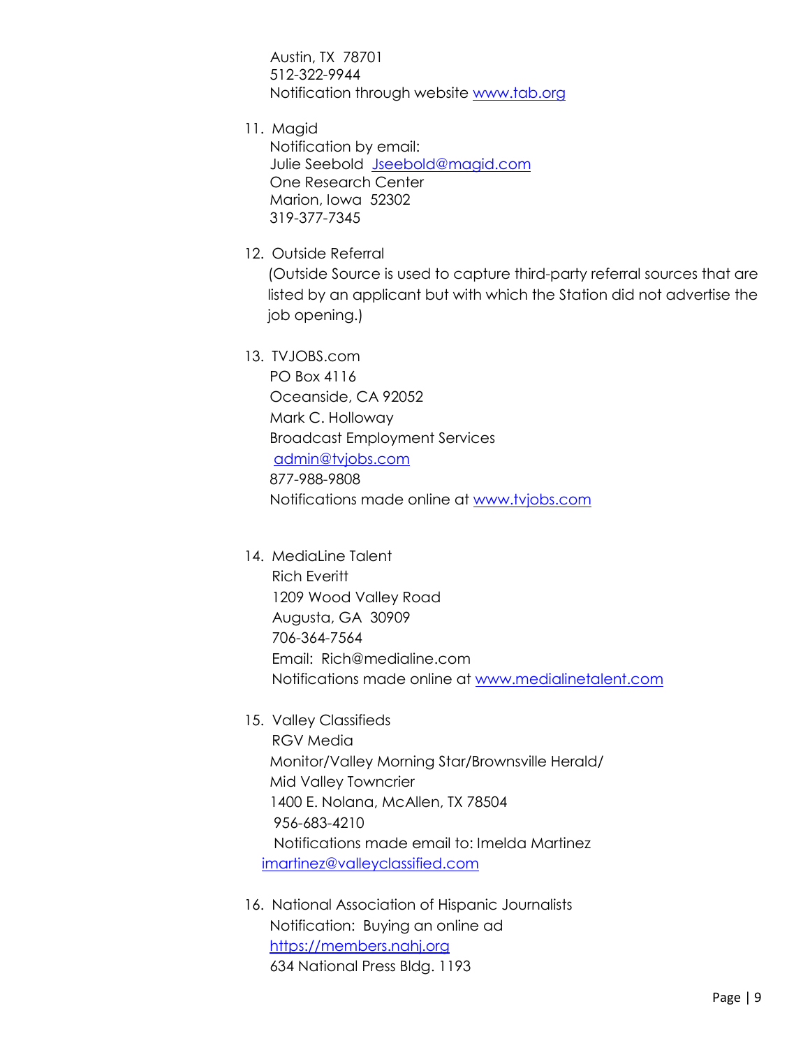Austin, TX  78701
512-322-9944
Notification through website www.tab.org

11. Magid
    Notification by email:
    Julie Seebold  Jseebold@magid.com
    One Research Center
    Marion, Iowa  52302
    319-377-7345

12. Outside Referral
    (Outside Source is used to capture third-party referral sources that are listed by an applicant but with which the Station did not advertise the job opening.)

13. TVJOBS.com
    PO Box 4116
    Oceanside, CA 92052
    Mark C. Holloway
    Broadcast Employment Services
    admin@tvjobs.com
    877-988-9808
    Notifications made online at www.tvjobs.com

14. MediaLine Talent
    Rich Everitt
    1209 Wood Valley Road
    Augusta, GA  30909
    706-364-7564
    Email:  Rich@medialine.com
    Notifications made online at www.medialinetalent.com

15. Valley Classifieds
    RGV Media
    Monitor/Valley Morning Star/Brownsville Herald/
    Mid Valley Towncrier
    1400 E. Nolana, McAllen, TX 78504
    956-683-4210
    Notifications made email to: Imelda Martinez
    imartinez@valleyclassified.com

16. National Association of Hispanic Journalists
    Notification:  Buying an online ad
    https://members.nahj.org
    634 National Press Bldg. 1193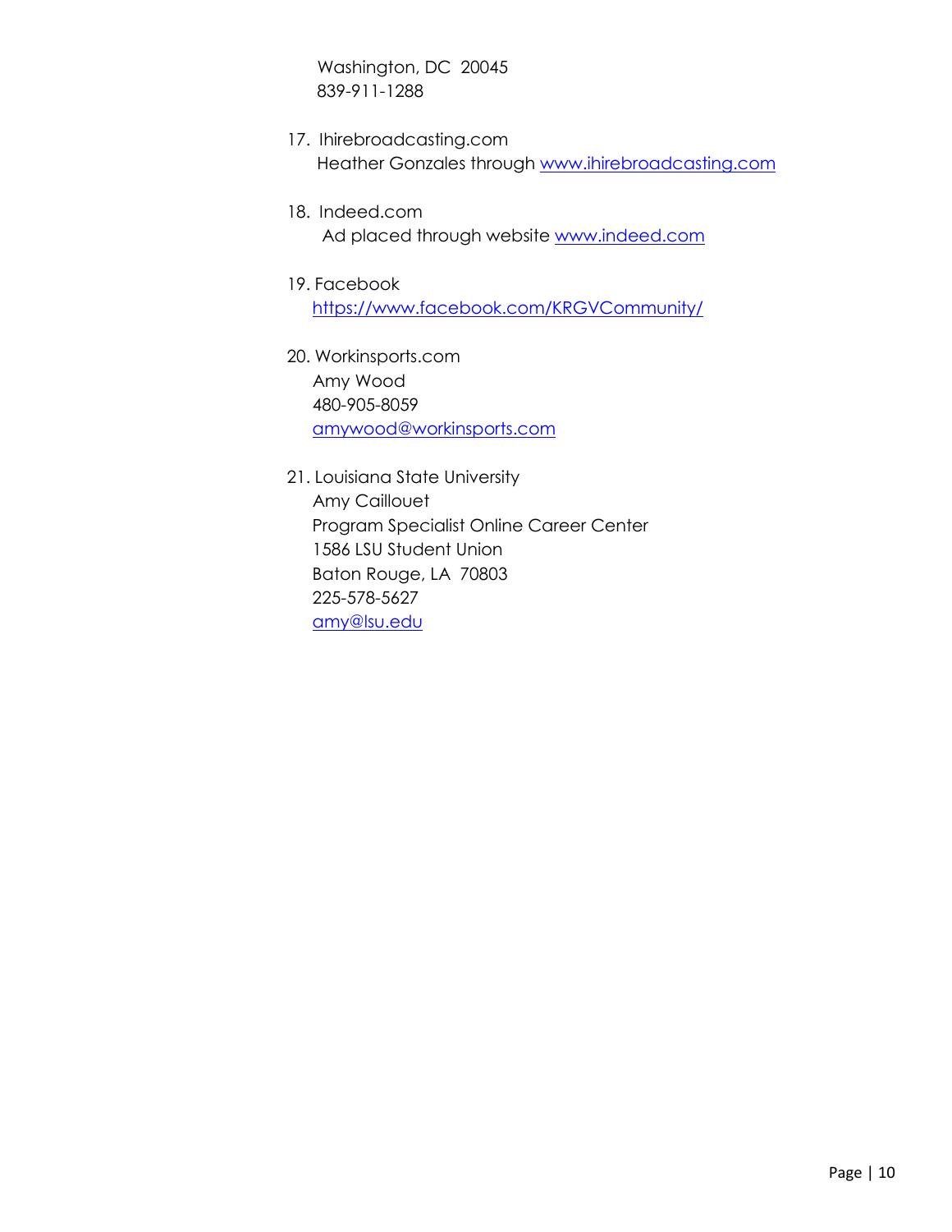Washington, DC  20045
839-911-1288

17. Ihirebroadcasting.com
    Heather Gonzales through www.ihirebroadcasting.com

18. Indeed.com
    Ad placed through website www.indeed.com

19. Facebook
    https://www.facebook.com/KRGVCommunity/

20. Workinsports.com
    Amy Wood
    480-905-8059
    amywood@workinsports.com

21. Louisiana State University
    Amy Caillouet
    Program Specialist Online Career Center
    1586 LSU Student Union
    Baton Rouge, LA  70803
    225-578-5627
    amy@lsu.edu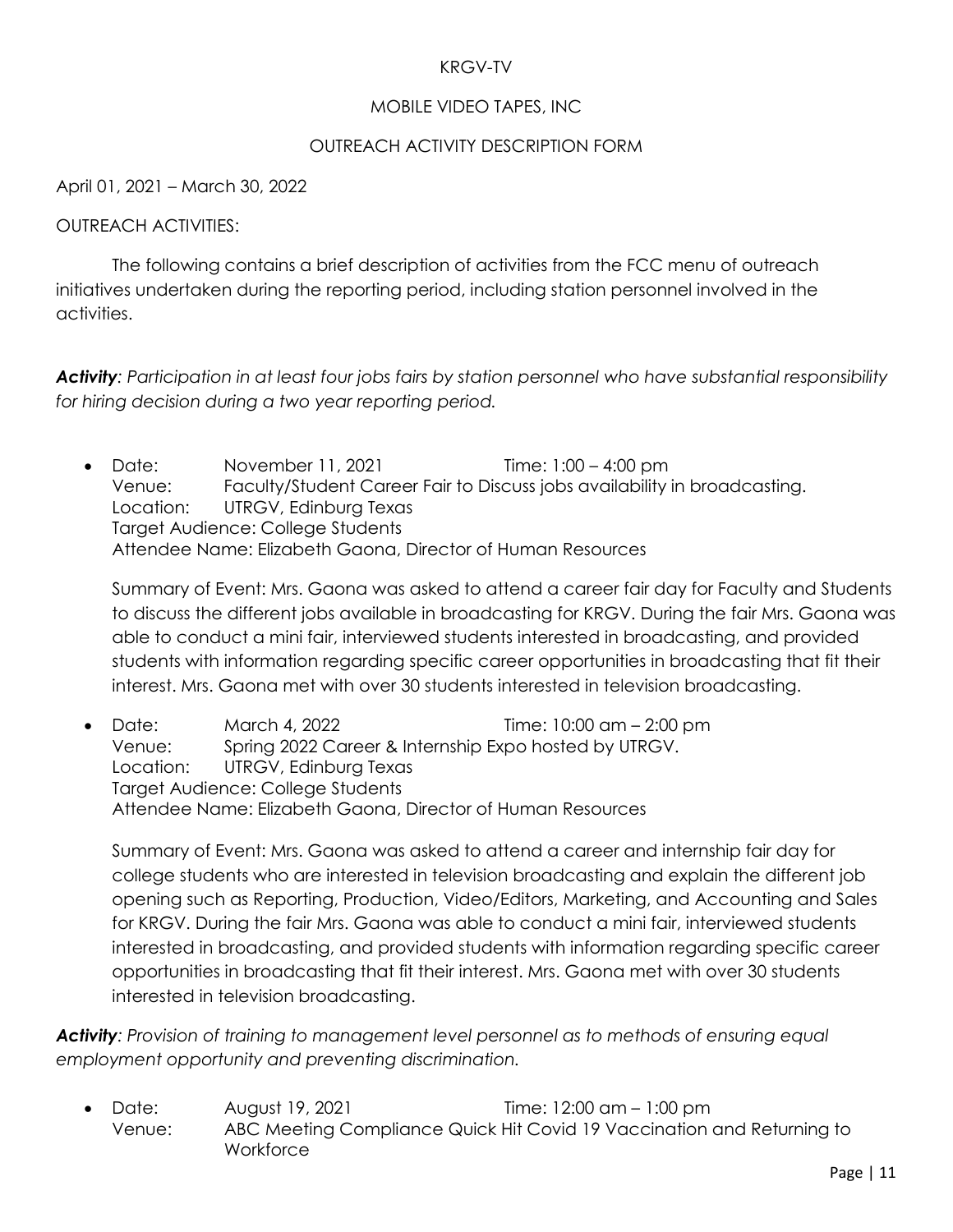KRGV-TV

MOBILE VIDEO TAPES, INC

OUTREACH ACTIVITY DESCRIPTION FORM

April 01, 2021 – March 30, 2022

OUTREACH ACTIVITIES:

The following contains a brief description of activities from the FCC menu of outreach initiatives undertaken during the reporting period, including station personnel involved in the activities.

***Activity**: Participation in at least four jobs fairs by station personnel who have substantial responsibility for hiring decision during a two year reporting period.*

- Date: November 11, 2021 Time: 1:00 – 4:00 pm
  Venue: Faculty/Student Career Fair to Discuss jobs availability in broadcasting.
  Location: UTRGV, Edinburg Texas
  Target Audience: College Students
  Attendee Name: Elizabeth Gaona, Director of Human Resources

  Summary of Event: Mrs. Gaona was asked to attend a career fair day for Faculty and Students to discuss the different jobs available in broadcasting for KRGV. During the fair Mrs. Gaona was able to conduct a mini fair, interviewed students interested in broadcasting, and provided students with information regarding specific career opportunities in broadcasting that fit their interest. Mrs. Gaona met with over 30 students interested in television broadcasting.

- Date: March 4, 2022 Time: 10:00 am – 2:00 pm
  Venue: Spring 2022 Career & Internship Expo hosted by UTRGV.
  Location: UTRGV, Edinburg Texas
  Target Audience: College Students
  Attendee Name: Elizabeth Gaona, Director of Human Resources

  Summary of Event: Mrs. Gaona was asked to attend a career and internship fair day for college students who are interested in television broadcasting and explain the different job opening such as Reporting, Production, Video/Editors, Marketing, and Accounting and Sales for KRGV. During the fair Mrs. Gaona was able to conduct a mini fair, interviewed students interested in broadcasting, and provided students with information regarding specific career opportunities in broadcasting that fit their interest. Mrs. Gaona met with over 30 students interested in television broadcasting.

***Activity**: Provision of training to management level personnel as to methods of ensuring equal employment opportunity and preventing discrimination.*

- Date: August 19, 2021 Time: 12:00 am – 1:00 pm
  Venue: ABC Meeting Compliance Quick Hit Covid 19 Vaccination and Returning to Workforce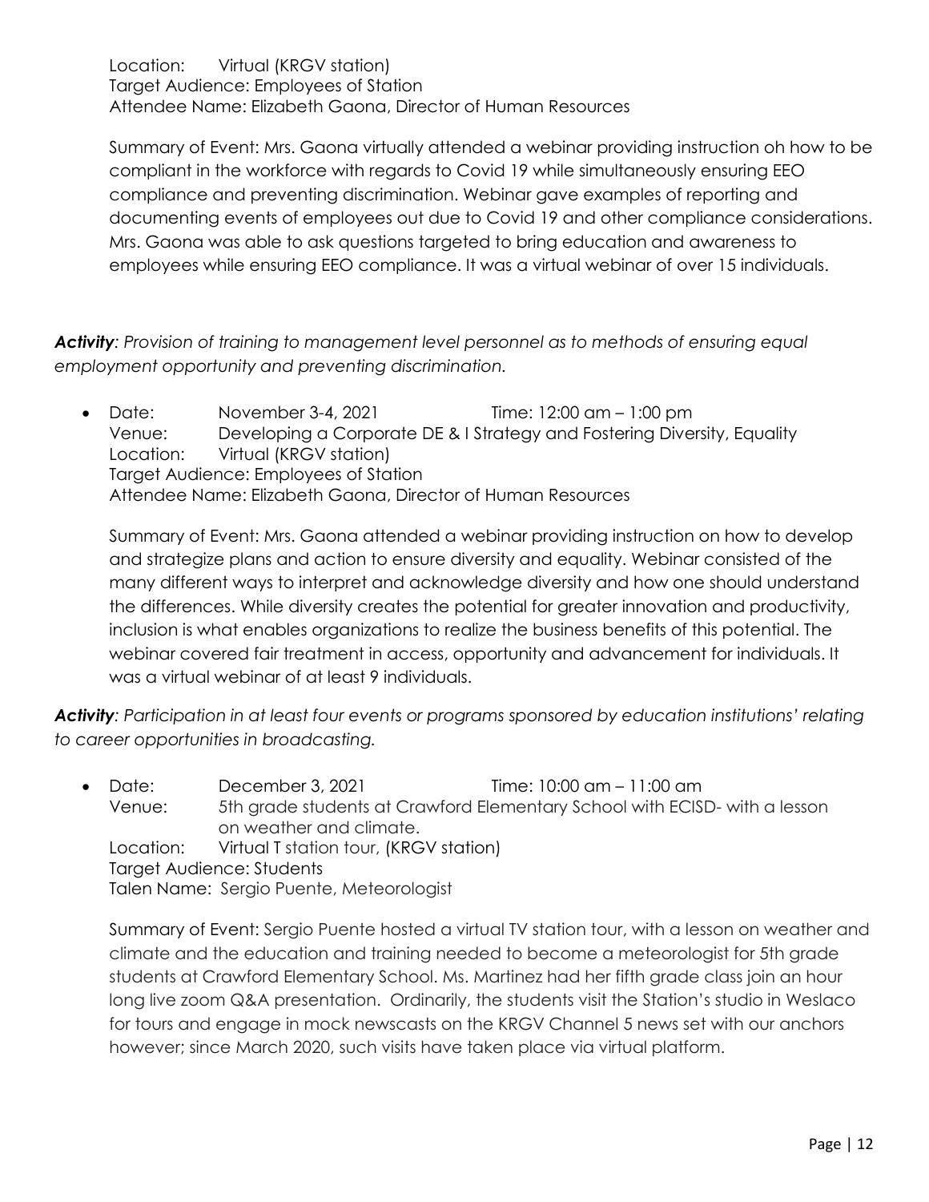Location: Virtual (KRGV station)
Target Audience: Employees of Station
Attendee Name: Elizabeth Gaona, Director of Human Resources

Summary of Event: Mrs. Gaona virtually attended a webinar providing instruction oh how to be compliant in the workforce with regards to Covid 19 while simultaneously ensuring EEO compliance and preventing discrimination. Webinar gave examples of reporting and documenting events of employees out due to Covid 19 and other compliance considerations. Mrs. Gaona was able to ask questions targeted to bring education and awareness to employees while ensuring EEO compliance. It was a virtual webinar of over 15 individuals.

***Activity****: Provision of training to management level personnel as to methods of ensuring equal employment opportunity and preventing discrimination.*

- Date: November 3-4, 2021 Time: 12:00 am – 1:00 pm
  Venue: Developing a Corporate DE & I Strategy and Fostering Diversity, Equality
  Location: Virtual (KRGV station)
  Target Audience: Employees of Station
  Attendee Name: Elizabeth Gaona, Director of Human Resources

  Summary of Event: Mrs. Gaona attended a webinar providing instruction on how to develop and strategize plans and action to ensure diversity and equality. Webinar consisted of the many different ways to interpret and acknowledge diversity and how one should understand the differences. While diversity creates the potential for greater innovation and productivity, inclusion is what enables organizations to realize the business benefits of this potential. The webinar covered fair treatment in access, opportunity and advancement for individuals. It was a virtual webinar of at least 9 individuals.

***Activity****: Participation in at least four events or programs sponsored by education institutions' relating to career opportunities in broadcasting.*

- Date: December 3, 2021 Time: 10:00 am – 11:00 am
  Venue: 5th grade students at Crawford Elementary School with ECISD- with a lesson on weather and climate.
  Location: Virtual T station tour, (KRGV station)
  Target Audience: Students
  Talen Name: Sergio Puente, Meteorologist

  Summary of Event: Sergio Puente hosted a virtual TV station tour, with a lesson on weather and climate and the education and training needed to become a meteorologist for 5th grade students at Crawford Elementary School. Ms. Martinez had her fifth grade class join an hour long live zoom Q&A presentation. Ordinarily, the students visit the Station's studio in Weslaco for tours and engage in mock newscasts on the KRGV Channel 5 news set with our anchors however; since March 2020, such visits have taken place via virtual platform.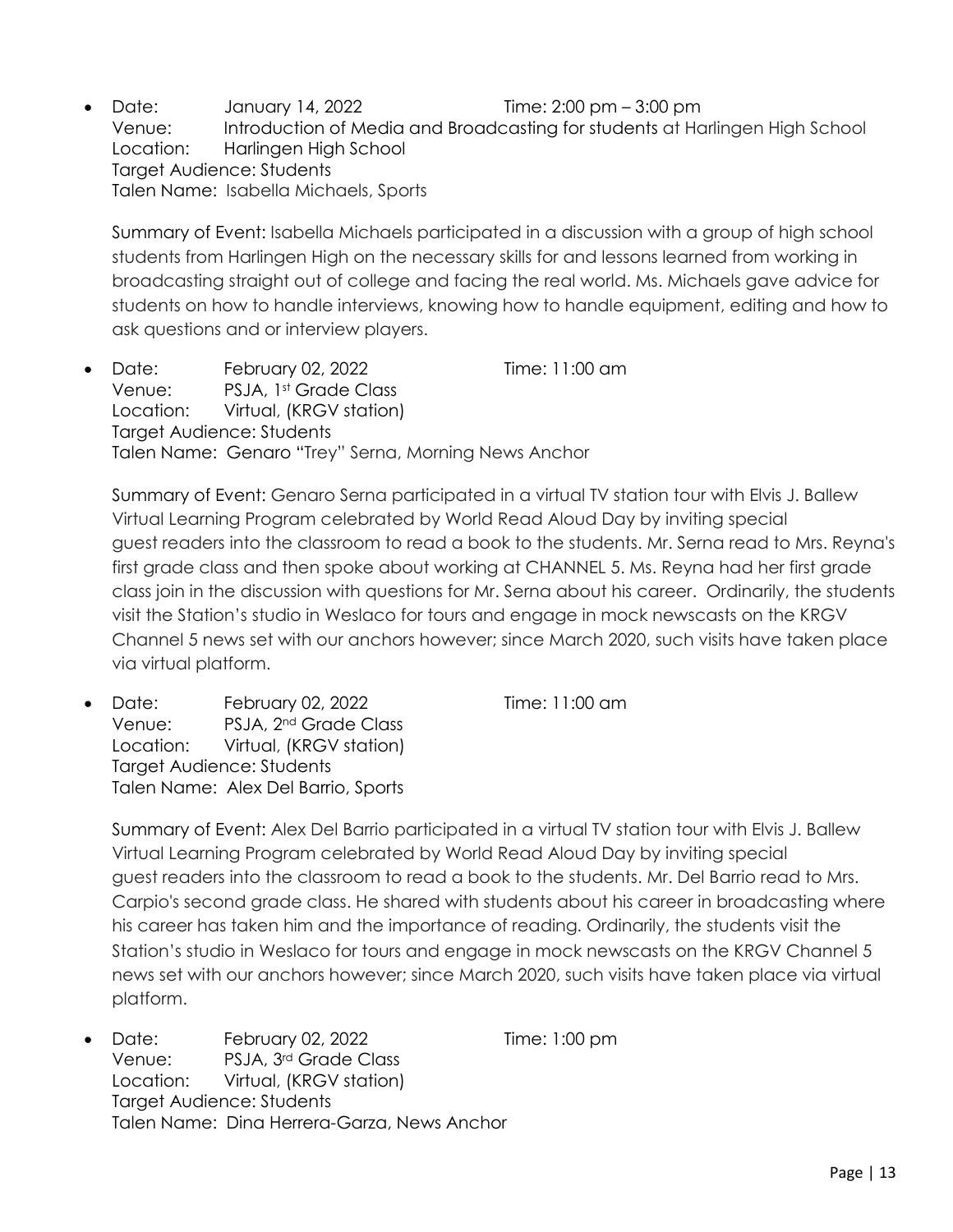- Date: January 14, 2022 Time: 2:00 pm – 3:00 pm
  Venue: Introduction of Media and Broadcasting for students at Harlingen High School
  Location: Harlingen High School
  Target Audience: Students
  Talen Name: Isabella Michaels, Sports

  Summary of Event: Isabella Michaels participated in a discussion with a group of high school students from Harlingen High on the necessary skills for and lessons learned from working in broadcasting straight out of college and facing the real world. Ms. Michaels gave advice for students on how to handle interviews, knowing how to handle equipment, editing and how to ask questions and or interview players.

- Date: February 02, 2022 Time: 11:00 am
  Venue: PSJA, 1st Grade Class
  Location: Virtual, (KRGV station)
  Target Audience: Students
  Talen Name: Genaro "Trey" Serna, Morning News Anchor

  Summary of Event: Genaro Serna participated in a virtual TV station tour with Elvis J. Ballew Virtual Learning Program celebrated by World Read Aloud Day by inviting special guest readers into the classroom to read a book to the students. Mr. Serna read to Mrs. Reyna's first grade class and then spoke about working at CHANNEL 5. Ms. Reyna had her first grade class join in the discussion with questions for Mr. Serna about his career. Ordinarily, the students visit the Station's studio in Weslaco for tours and engage in mock newscasts on the KRGV Channel 5 news set with our anchors however; since March 2020, such visits have taken place via virtual platform.

- Date: February 02, 2022 Time: 11:00 am
  Venue: PSJA, 2nd Grade Class
  Location: Virtual, (KRGV station)
  Target Audience: Students
  Talen Name: Alex Del Barrio, Sports

  Summary of Event: Alex Del Barrio participated in a virtual TV station tour with Elvis J. Ballew Virtual Learning Program celebrated by World Read Aloud Day by inviting special guest readers into the classroom to read a book to the students. Mr. Del Barrio read to Mrs. Carpio's second grade class. He shared with students about his career in broadcasting where his career has taken him and the importance of reading. Ordinarily, the students visit the Station's studio in Weslaco for tours and engage in mock newscasts on the KRGV Channel 5 news set with our anchors however; since March 2020, such visits have taken place via virtual platform.

- Date: February 02, 2022 Time: 1:00 pm
  Venue: PSJA, 3rd Grade Class
  Location: Virtual, (KRGV station)
  Target Audience: Students
  Talen Name: Dina Herrera-Garza, News Anchor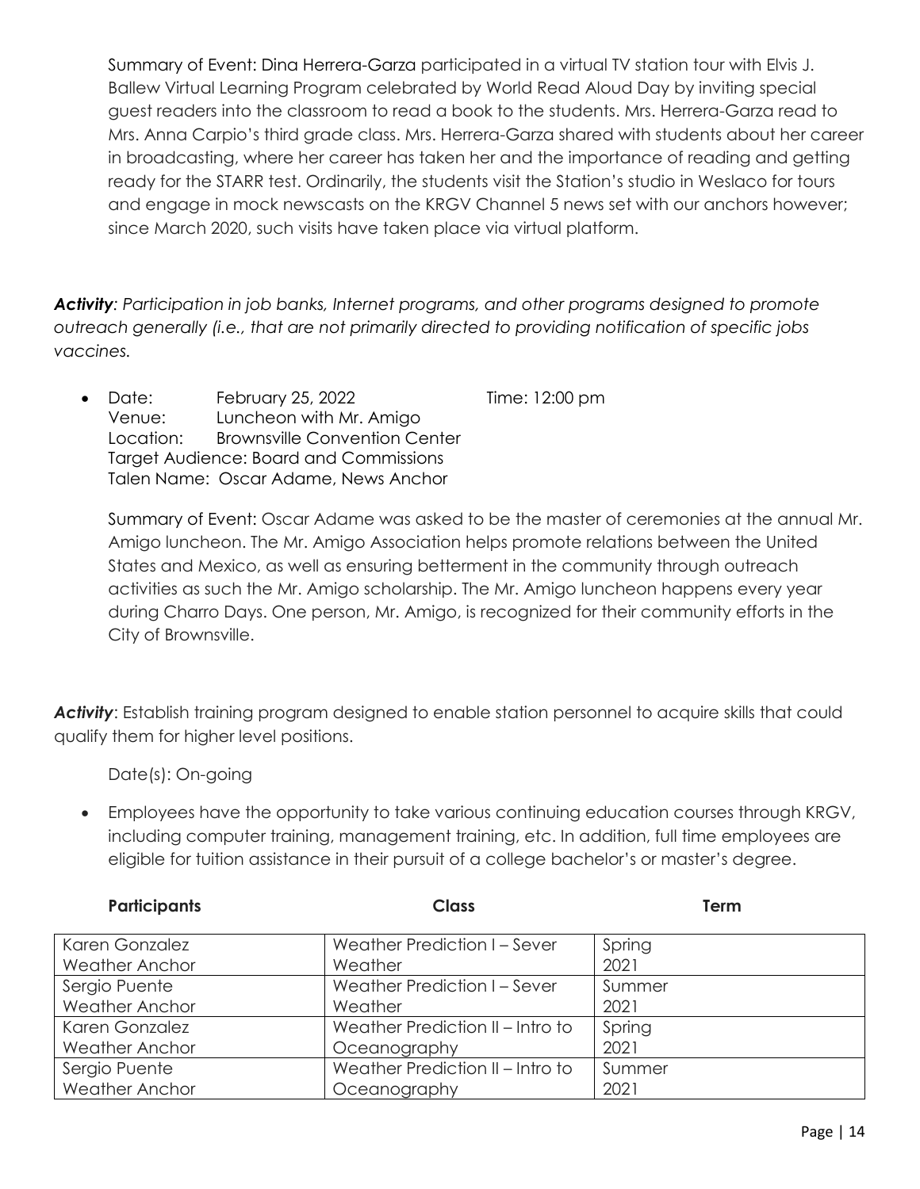Summary of Event: Dina Herrera-Garza participated in a virtual TV station tour with Elvis J. Ballew Virtual Learning Program celebrated by World Read Aloud Day by inviting special guest readers into the classroom to read a book to the students. Mrs. Herrera-Garza read to Mrs. Anna Carpio's third grade class. Mrs. Herrera-Garza shared with students about her career in broadcasting, where her career has taken her and the importance of reading and getting ready for the STARR test. Ordinarily, the students visit the Station's studio in Weslaco for tours and engage in mock newscasts on the KRGV Channel 5 news set with our anchors however; since March 2020, such visits have taken place via virtual platform.

***Activity****: Participation in job banks, Internet programs, and other programs designed to promote outreach generally (i.e., that are not primarily directed to providing notification of specific jobs vaccines.*

- Date: February 25, 2022 Time: 12:00 pm
  Venue: Luncheon with Mr. Amigo
  Location: Brownsville Convention Center
  Target Audience: Board and Commissions
  Talen Name: Oscar Adame, News Anchor

  Summary of Event: Oscar Adame was asked to be the master of ceremonies at the annual Mr. Amigo luncheon. The Mr. Amigo Association helps promote relations between the United States and Mexico, as well as ensuring betterment in the community through outreach activities as such the Mr. Amigo scholarship. The Mr. Amigo luncheon happens every year during Charro Days. One person, Mr. Amigo, is recognized for their community efforts in the City of Brownsville.

***Activity***: Establish training program designed to enable station personnel to acquire skills that could qualify them for higher level positions.

Date(s): On-going

- Employees have the opportunity to take various continuing education courses through KRGV, including computer training, management training, etc. In addition, full time employees are eligible for tuition assistance in their pursuit of a college bachelor's or master's degree.

| **Participants** | **Class** | **Term** |
|---|---|---|
| Karen Gonzalez Weather Anchor | Weather Prediction I – Sever Weather | Spring 2021 |
| Sergio Puente Weather Anchor | Weather Prediction I – Sever Weather | Summer 2021 |
| Karen Gonzalez Weather Anchor | Weather Prediction II – Intro to Oceanography | Spring 2021 |
| Sergio Puente Weather Anchor | Weather Prediction II – Intro to Oceanography | Summer 2021 |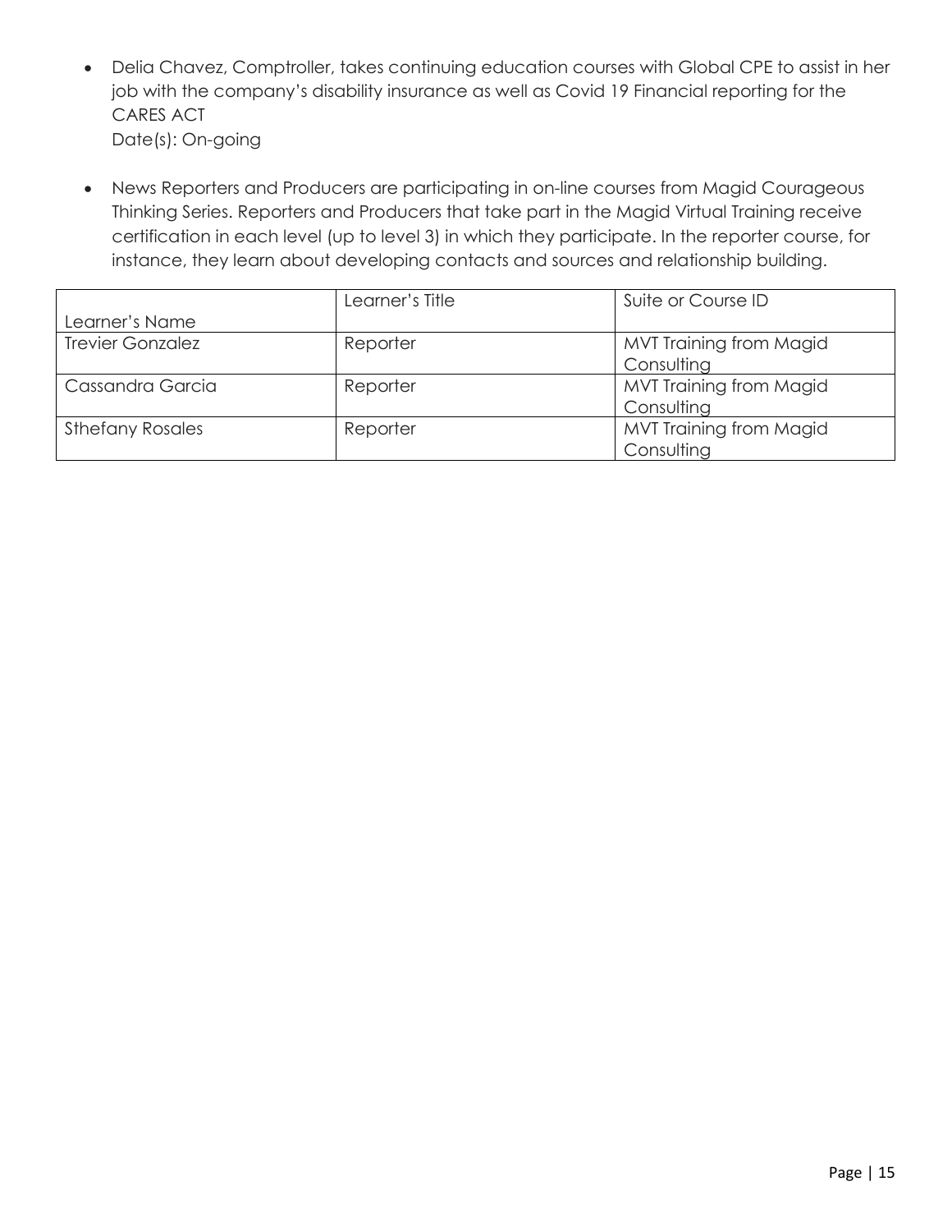- Delia Chavez, Comptroller, takes continuing education courses with Global CPE to assist in her job with the company's disability insurance as well as Covid 19 Financial reporting for the CARES ACT
  Date(s): On-going

- News Reporters and Producers are participating in on-line courses from Magid Courageous Thinking Series. Reporters and Producers that take part in the Magid Virtual Training receive certification in each level (up to level 3) in which they participate. In the reporter course, for instance, they learn about developing contacts and sources and relationship building.

| Learner's Name | Learner's Title | Suite or Course ID |
|---|---|---|
| Trevier Gonzalez | Reporter | MVT Training from Magid Consulting |
| Cassandra Garcia | Reporter | MVT Training from Magid Consulting |
| Sthefany Rosales | Reporter | MVT Training from Magid Consulting |